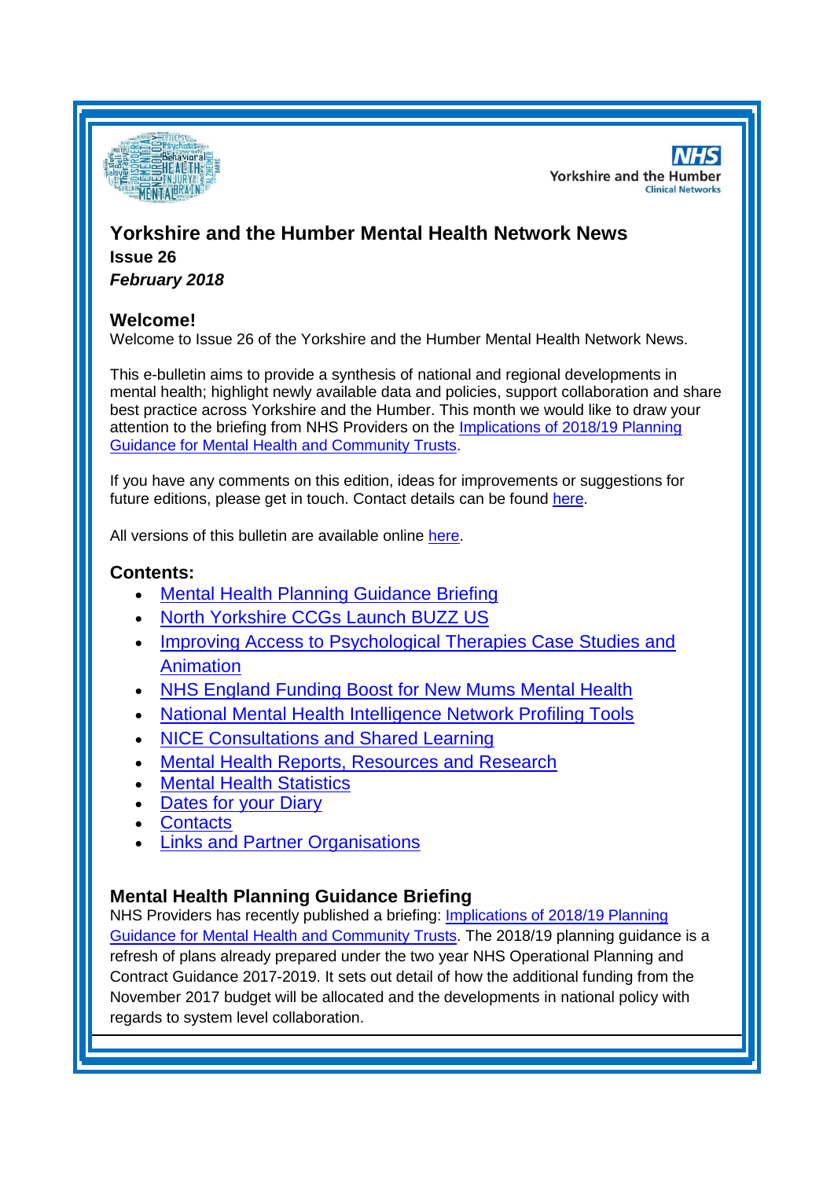# Yorkshire and the Humber Mental Health Network News

**Issue 26**

***February 2018***

## Welcome!

Welcome to Issue 26 of the Yorkshire and the Humber Mental Health Network News.

This e-bulletin aims to provide a synthesis of national and regional developments in mental health; highlight newly available data and policies, support collaboration and share best practice across Yorkshire and the Humber. This month we would like to draw your attention to the briefing from NHS Providers on the Implications of 2018/19 Planning Guidance for Mental Health and Community Trusts.

If you have any comments on this edition, ideas for improvements or suggestions for future editions, please get in touch. Contact details can be found here.

All versions of this bulletin are available online here.

## Contents:

- Mental Health Planning Guidance Briefing
- North Yorkshire CCGs Launch BUZZ US
- Improving Access to Psychological Therapies Case Studies and Animation
- NHS England Funding Boost for New Mums Mental Health
- National Mental Health Intelligence Network Profiling Tools
- NICE Consultations and Shared Learning
- Mental Health Reports, Resources and Research
- Mental Health Statistics
- Dates for your Diary
- Contacts
- Links and Partner Organisations

## Mental Health Planning Guidance Briefing

NHS Providers has recently published a briefing: Implications of 2018/19 Planning Guidance for Mental Health and Community Trusts. The 2018/19 planning guidance is a refresh of plans already prepared under the two year NHS Operational Planning and Contract Guidance 2017-2019. It sets out detail of how the additional funding from the November 2017 budget will be allocated and the developments in national policy with regards to system level collaboration.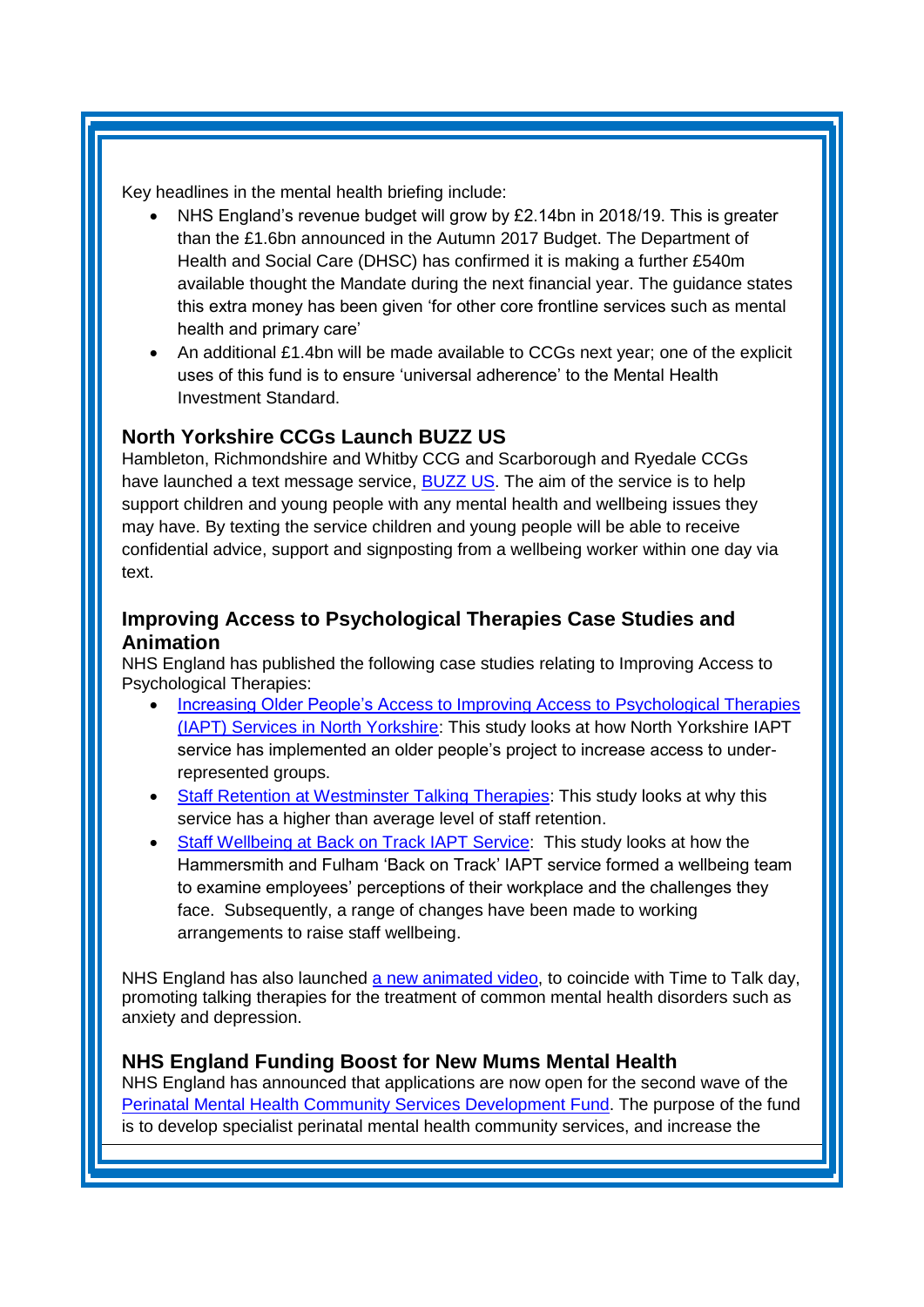Key headlines in the mental health briefing include:

- NHS England's revenue budget will grow by £2.14bn in 2018/19. This is greater than the £1.6bn announced in the Autumn 2017 Budget. The Department of Health and Social Care (DHSC) has confirmed it is making a further £540m available thought the Mandate during the next financial year. The guidance states this extra money has been given 'for other core frontline services such as mental health and primary care'
- An additional £1.4bn will be made available to CCGs next year; one of the explicit uses of this fund is to ensure 'universal adherence' to the Mental Health Investment Standard.

### North Yorkshire CCGs Launch BUZZ US

Hambleton, Richmondshire and Whitby CCG and Scarborough and Ryedale CCGs have launched a text message service, BUZZ US. The aim of the service is to help support children and young people with any mental health and wellbeing issues they may have. By texting the service children and young people will be able to receive confidential advice, support and signposting from a wellbeing worker within one day via text.

### Improving Access to Psychological Therapies Case Studies and Animation

NHS England has published the following case studies relating to Improving Access to Psychological Therapies:

- Increasing Older People's Access to Improving Access to Psychological Therapies (IAPT) Services in North Yorkshire: This study looks at how North Yorkshire IAPT service has implemented an older people's project to increase access to under-represented groups.
- Staff Retention at Westminster Talking Therapies: This study looks at why this service has a higher than average level of staff retention.
- Staff Wellbeing at Back on Track IAPT Service: This study looks at how the Hammersmith and Fulham 'Back on Track' IAPT service formed a wellbeing team to examine employees' perceptions of their workplace and the challenges they face. Subsequently, a range of changes have been made to working arrangements to raise staff wellbeing.

NHS England has also launched a new animated video, to coincide with Time to Talk day, promoting talking therapies for the treatment of common mental health disorders such as anxiety and depression.

### NHS England Funding Boost for New Mums Mental Health

NHS England has announced that applications are now open for the second wave of the Perinatal Mental Health Community Services Development Fund. The purpose of the fund is to develop specialist perinatal mental health community services, and increase the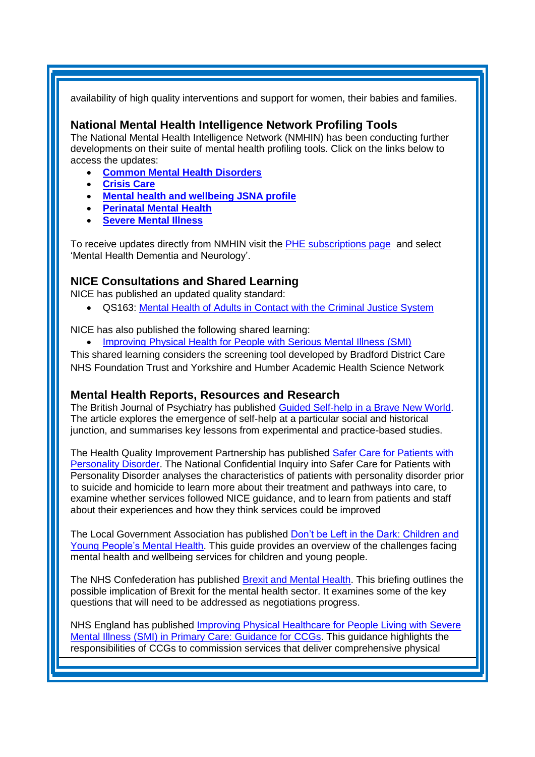availability of high quality interventions and support for women, their babies and families.

### National Mental Health Intelligence Network Profiling Tools

The National Mental Health Intelligence Network (NMHIN) has been conducting further developments on their suite of mental health profiling tools. Click on the links below to access the updates:

- **Common Mental Health Disorders**
- **Crisis Care**
- **Mental health and wellbeing JSNA profile**
- **Perinatal Mental Health**
- **Severe Mental Illness**

To receive updates directly from NMHIN visit the PHE subscriptions page and select 'Mental Health Dementia and Neurology'.

### NICE Consultations and Shared Learning

NICE has published an updated quality standard:

- QS163: Mental Health of Adults in Contact with the Criminal Justice System

NICE has also published the following shared learning:

- Improving Physical Health for People with Serious Mental Illness (SMI)

This shared learning considers the screening tool developed by Bradford District Care NHS Foundation Trust and Yorkshire and Humber Academic Health Science Network

### Mental Health Reports, Resources and Research

The British Journal of Psychiatry has published Guided Self-help in a Brave New World. The article explores the emergence of self-help at a particular social and historical junction, and summarises key lessons from experimental and practice-based studies.

The Health Quality Improvement Partnership has published Safer Care for Patients with Personality Disorder. The National Confidential Inquiry into Safer Care for Patients with Personality Disorder analyses the characteristics of patients with personality disorder prior to suicide and homicide to learn more about their treatment and pathways into care, to examine whether services followed NICE guidance, and to learn from patients and staff about their experiences and how they think services could be improved

The Local Government Association has published Don't be Left in the Dark: Children and Young People's Mental Health. This guide provides an overview of the challenges facing mental health and wellbeing services for children and young people.

The NHS Confederation has published Brexit and Mental Health. This briefing outlines the possible implication of Brexit for the mental health sector. It examines some of the key questions that will need to be addressed as negotiations progress.

NHS England has published Improving Physical Healthcare for People Living with Severe Mental Illness (SMI) in Primary Care: Guidance for CCGs. This guidance highlights the responsibilities of CCGs to commission services that deliver comprehensive physical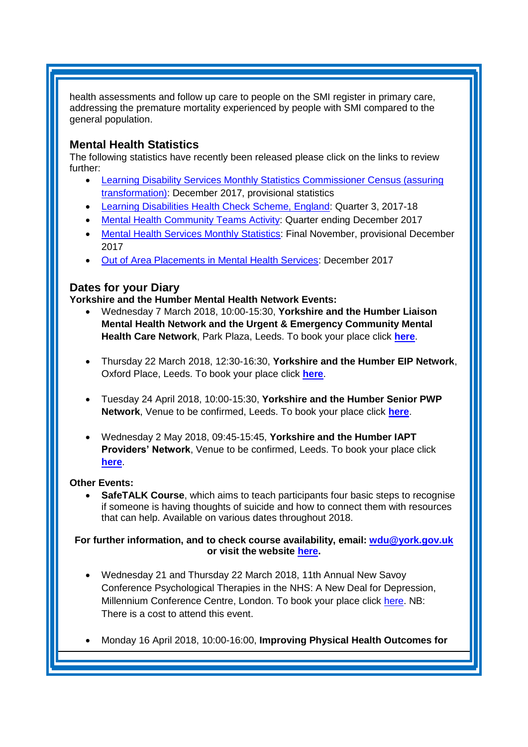health assessments and follow up care to people on the SMI register in primary care, addressing the premature mortality experienced by people with SMI compared to the general population.

## Mental Health Statistics

The following statistics have recently been released please click on the links to review further:

- Learning Disability Services Monthly Statistics Commissioner Census (assuring transformation): December 2017, provisional statistics
- Learning Disabilities Health Check Scheme, England: Quarter 3, 2017-18
- Mental Health Community Teams Activity: Quarter ending December 2017
- Mental Health Services Monthly Statistics: Final November, provisional December 2017
- Out of Area Placements in Mental Health Services: December 2017

## Dates for your Diary

**Yorkshire and the Humber Mental Health Network Events:**

- Wednesday 7 March 2018, 10:00-15:30, **Yorkshire and the Humber Liaison Mental Health Network and the Urgent & Emergency Community Mental Health Care Network**, Park Plaza, Leeds. To book your place click **here**.

- Thursday 22 March 2018, 12:30-16:30, **Yorkshire and the Humber EIP Network**, Oxford Place, Leeds. To book your place click **here**.

- Tuesday 24 April 2018, 10:00-15:30, **Yorkshire and the Humber Senior PWP Network**, Venue to be confirmed, Leeds. To book your place click **here**.

- Wednesday 2 May 2018, 09:45-15:45, **Yorkshire and the Humber IAPT Providers' Network**, Venue to be confirmed, Leeds. To book your place click **here**.

**Other Events:**

- **SafeTALK Course**, which aims to teach participants four basic steps to recognise if someone is having thoughts of suicide and how to connect them with resources that can help. Available on various dates throughout 2018.

**For further information, and to check course availability, email: wdu@york.gov.uk or visit the website here.**

- Wednesday 21 and Thursday 22 March 2018, 11th Annual New Savoy Conference Psychological Therapies in the NHS: A New Deal for Depression, Millennium Conference Centre, London. To book your place click here. NB: There is a cost to attend this event.

- Monday 16 April 2018, 10:00-16:00, **Improving Physical Health Outcomes for**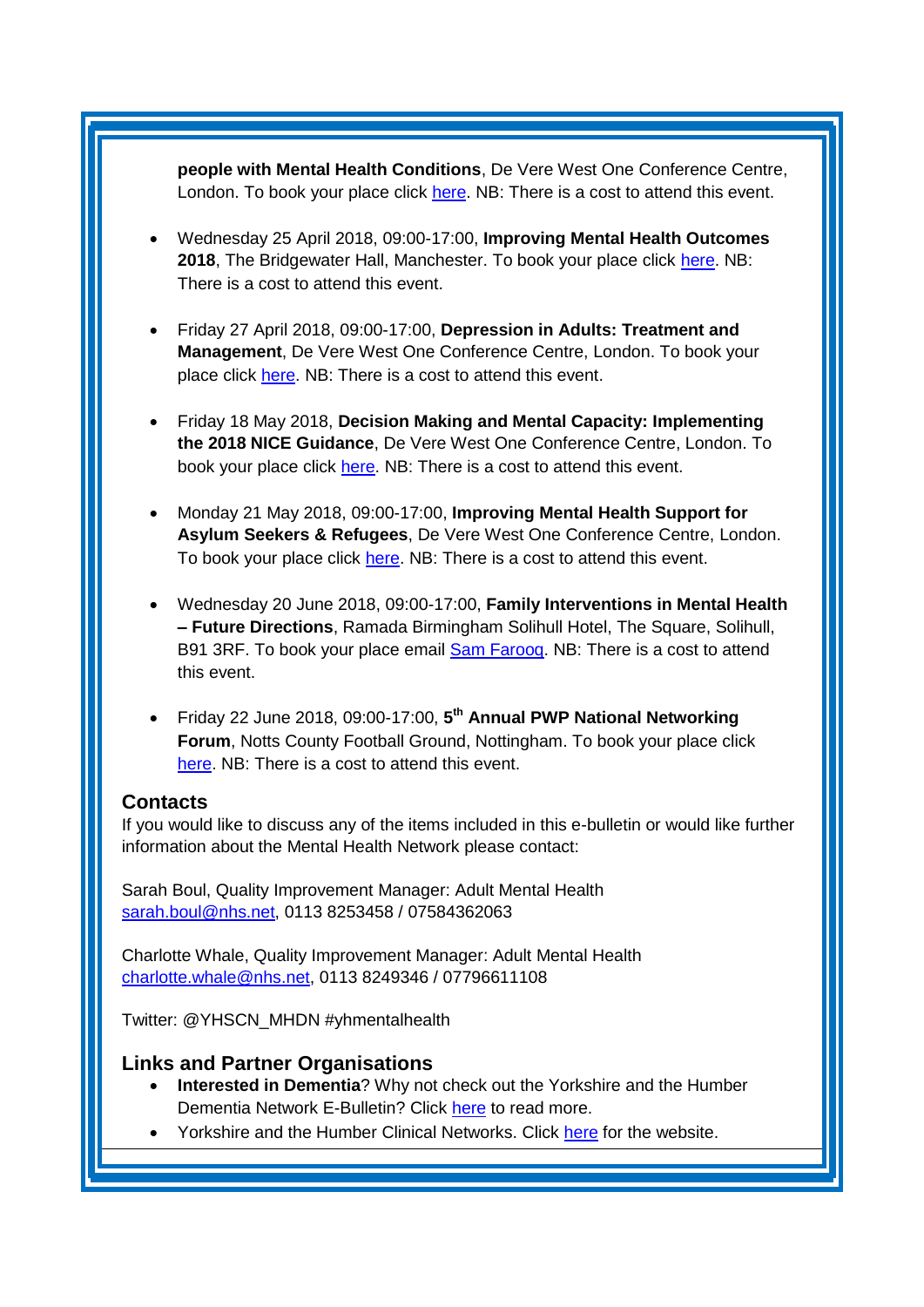**people with Mental Health Conditions**, De Vere West One Conference Centre, London. To book your place click here. NB: There is a cost to attend this event.

- Wednesday 25 April 2018, 09:00-17:00, **Improving Mental Health Outcomes 2018**, The Bridgewater Hall, Manchester. To book your place click here. NB: There is a cost to attend this event.

- Friday 27 April 2018, 09:00-17:00, **Depression in Adults: Treatment and Management**, De Vere West One Conference Centre, London. To book your place click here. NB: There is a cost to attend this event.

- Friday 18 May 2018, **Decision Making and Mental Capacity: Implementing the 2018 NICE Guidance**, De Vere West One Conference Centre, London. To book your place click here. NB: There is a cost to attend this event.

- Monday 21 May 2018, 09:00-17:00, **Improving Mental Health Support for Asylum Seekers & Refugees**, De Vere West One Conference Centre, London. To book your place click here. NB: There is a cost to attend this event.

- Wednesday 20 June 2018, 09:00-17:00, **Family Interventions in Mental Health – Future Directions**, Ramada Birmingham Solihull Hotel, The Square, Solihull, B91 3RF. To book your place email Sam Farooq. NB: There is a cost to attend this event.

- Friday 22 June 2018, 09:00-17:00, **5th Annual PWP National Networking Forum**, Notts County Football Ground, Nottingham. To book your place click here. NB: There is a cost to attend this event.

## Contacts

If you would like to discuss any of the items included in this e-bulletin or would like further information about the Mental Health Network please contact:

Sarah Boul, Quality Improvement Manager: Adult Mental Health
sarah.boul@nhs.net, 0113 8253458 / 07584362063

Charlotte Whale, Quality Improvement Manager: Adult Mental Health
charlotte.whale@nhs.net, 0113 8249346 / 07796611108

Twitter: @YHSCN_MHDN #yhmentalhealth

## Links and Partner Organisations

- **Interested in Dementia**? Why not check out the Yorkshire and the Humber Dementia Network E-Bulletin? Click here to read more.
- Yorkshire and the Humber Clinical Networks. Click here for the website.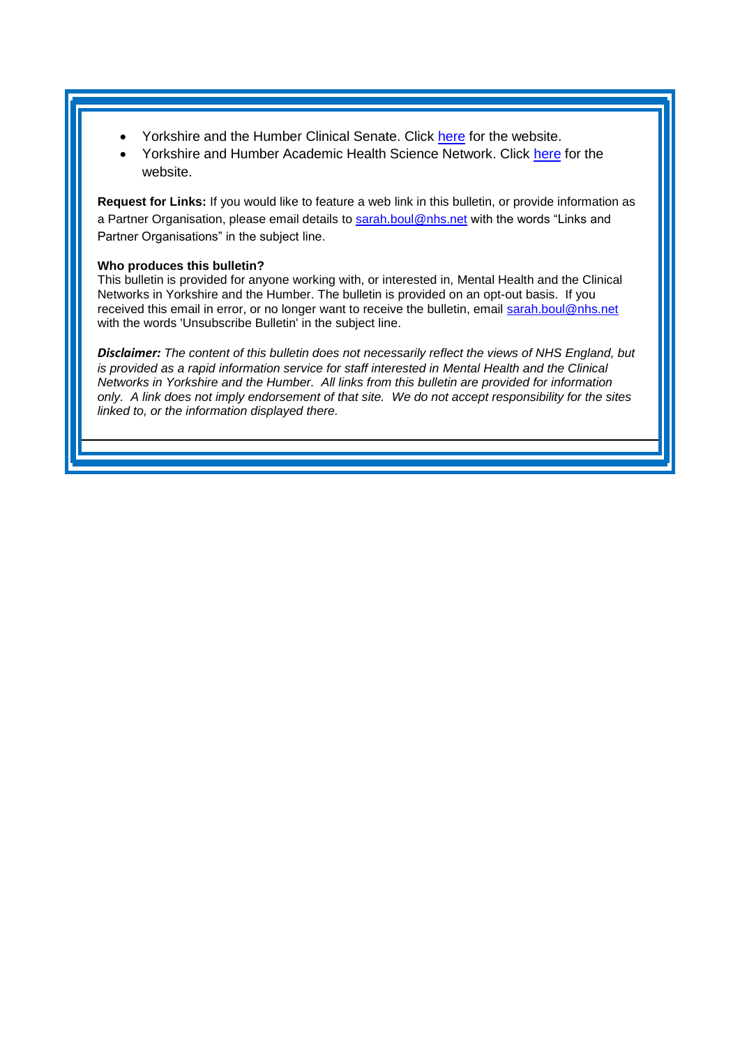- Yorkshire and the Humber Clinical Senate. Click here for the website.
- Yorkshire and Humber Academic Health Science Network. Click here for the website.

**Request for Links:** If you would like to feature a web link in this bulletin, or provide information as a Partner Organisation, please email details to sarah.boul@nhs.net with the words "Links and Partner Organisations" in the subject line.

**Who produces this bulletin?**
This bulletin is provided for anyone working with, or interested in, Mental Health and the Clinical Networks in Yorkshire and the Humber. The bulletin is provided on an opt-out basis. If you received this email in error, or no longer want to receive the bulletin, email sarah.boul@nhs.net with the words 'Unsubscribe Bulletin' in the subject line.

***Disclaimer:*** *The content of this bulletin does not necessarily reflect the views of NHS England, but is provided as a rapid information service for staff interested in Mental Health and the Clinical Networks in Yorkshire and the Humber. All links from this bulletin are provided for information only. A link does not imply endorsement of that site. We do not accept responsibility for the sites linked to, or the information displayed there.*